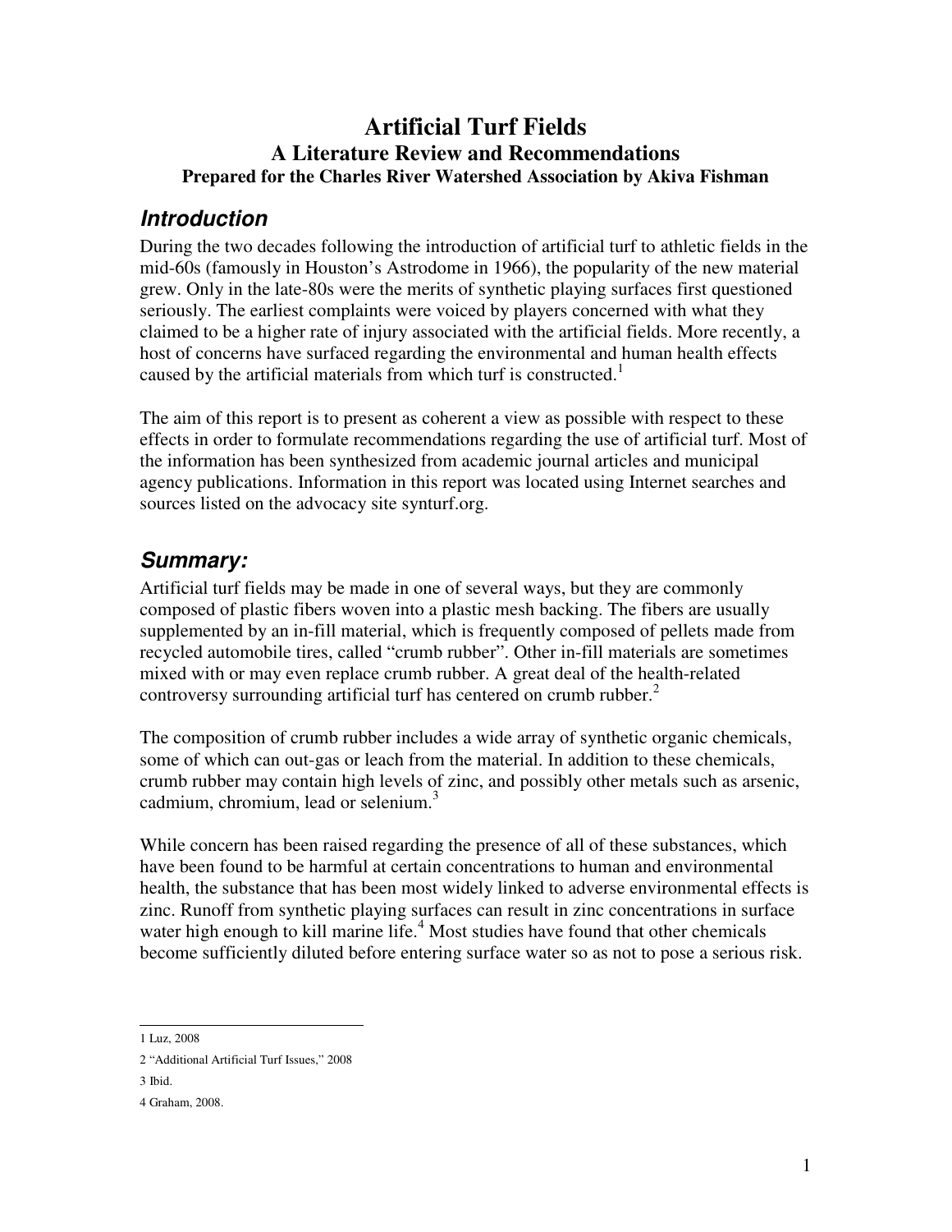# Artificial Turf Fields

## A Literature Review and Recommendations

### Prepared for the Charles River Watershed Association by Akiva Fishman

## *Introduction*

During the two decades following the introduction of artificial turf to athletic fields in the mid-60s (famously in Houston's Astrodome in 1966), the popularity of the new material grew. Only in the late-80s were the merits of synthetic playing surfaces first questioned seriously. The earliest complaints were voiced by players concerned with what they claimed to be a higher rate of injury associated with the artificial fields. More recently, a host of concerns have surfaced regarding the environmental and human health effects caused by the artificial materials from which turf is constructed.[1]

The aim of this report is to present as coherent a view as possible with respect to these effects in order to formulate recommendations regarding the use of artificial turf. Most of the information has been synthesized from academic journal articles and municipal agency publications. Information in this report was located using Internet searches and sources listed on the advocacy site synturf.org.

## *Summary:*

Artificial turf fields may be made in one of several ways, but they are commonly composed of plastic fibers woven into a plastic mesh backing. The fibers are usually supplemented by an in-fill material, which is frequently composed of pellets made from recycled automobile tires, called "crumb rubber". Other in-fill materials are sometimes mixed with or may even replace crumb rubber. A great deal of the health-related controversy surrounding artificial turf has centered on crumb rubber.[2]

The composition of crumb rubber includes a wide array of synthetic organic chemicals, some of which can out-gas or leach from the material. In addition to these chemicals, crumb rubber may contain high levels of zinc, and possibly other metals such as arsenic, cadmium, chromium, lead or selenium.[3]

While concern has been raised regarding the presence of all of these substances, which have been found to be harmful at certain concentrations to human and environmental health, the substance that has been most widely linked to adverse environmental effects is zinc. Runoff from synthetic playing surfaces can result in zinc concentrations in surface water high enough to kill marine life.[4] Most studies have found that other chemicals become sufficiently diluted before entering surface water so as not to pose a serious risk.

---

1 Luz, 2008

2 "Additional Artificial Turf Issues," 2008

3 Ibid.

4 Graham, 2008.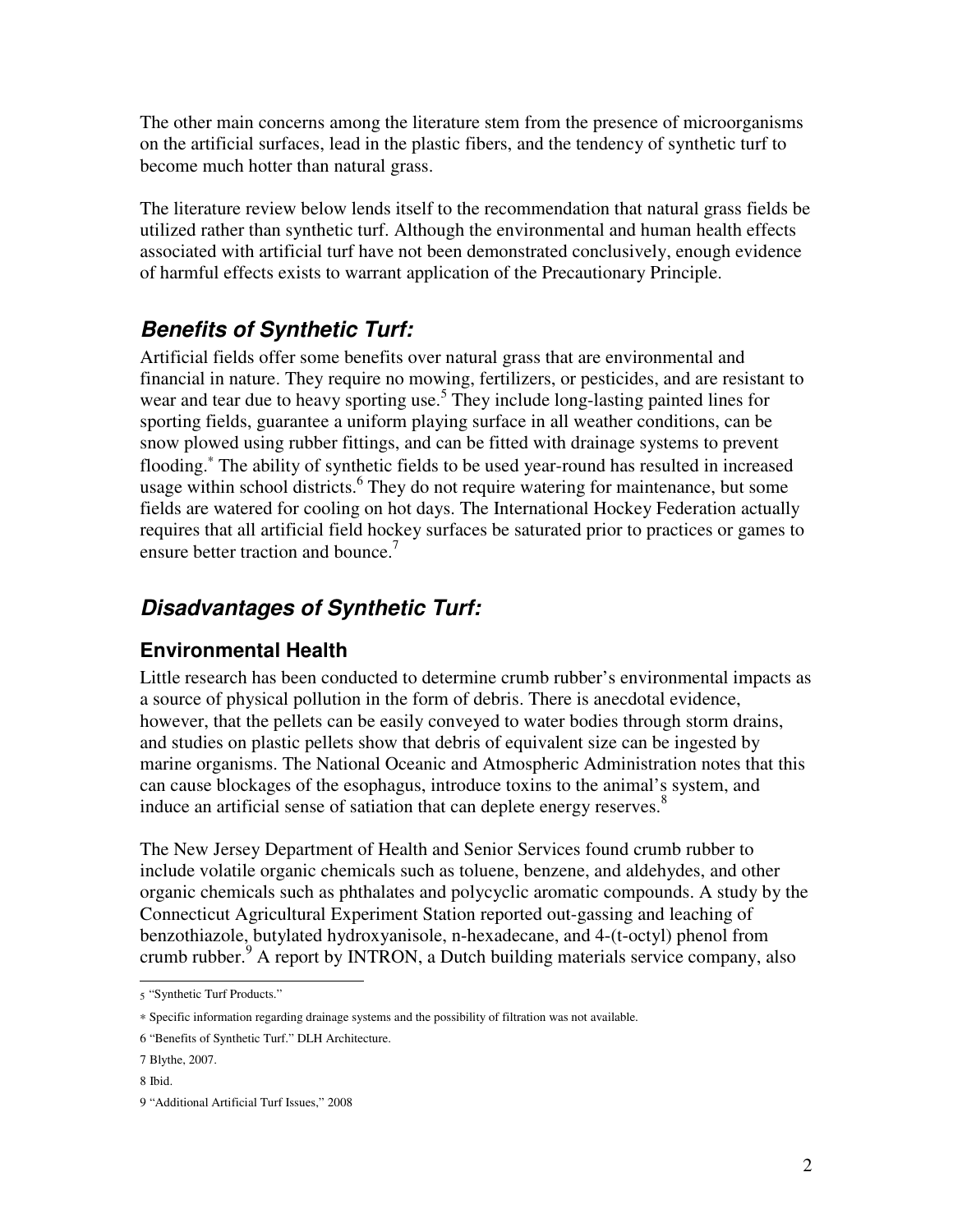The other main concerns among the literature stem from the presence of microorganisms on the artificial surfaces, lead in the plastic fibers, and the tendency of synthetic turf to become much hotter than natural grass.

The literature review below lends itself to the recommendation that natural grass fields be utilized rather than synthetic turf. Although the environmental and human health effects associated with artificial turf have not been demonstrated conclusively, enough evidence of harmful effects exists to warrant application of the Precautionary Principle.

## *Benefits of Synthetic Turf:*

Artificial fields offer some benefits over natural grass that are environmental and financial in nature. They require no mowing, fertilizers, or pesticides, and are resistant to wear and tear due to heavy sporting use.[5] They include long-lasting painted lines for sporting fields, guarantee a uniform playing surface in all weather conditions, can be snow plowed using rubber fittings, and can be fitted with drainage systems to prevent flooding.[*] The ability of synthetic fields to be used year-round has resulted in increased usage within school districts.[6] They do not require watering for maintenance, but some fields are watered for cooling on hot days. The International Hockey Federation actually requires that all artificial field hockey surfaces be saturated prior to practices or games to ensure better traction and bounce.[7]

## *Disadvantages of Synthetic Turf:*

### Environmental Health

Little research has been conducted to determine crumb rubber's environmental impacts as a source of physical pollution in the form of debris. There is anecdotal evidence, however, that the pellets can be easily conveyed to water bodies through storm drains, and studies on plastic pellets show that debris of equivalent size can be ingested by marine organisms. The National Oceanic and Atmospheric Administration notes that this can cause blockages of the esophagus, introduce toxins to the animal's system, and induce an artificial sense of satiation that can deplete energy reserves.[8]

The New Jersey Department of Health and Senior Services found crumb rubber to include volatile organic chemicals such as toluene, benzene, and aldehydes, and other organic chemicals such as phthalates and polycyclic aromatic compounds. A study by the Connecticut Agricultural Experiment Station reported out-gassing and leaching of benzothiazole, butylated hydroxyanisole, n-hexadecane, and 4-(t-octyl) phenol from crumb rubber.[9] A report by INTRON, a Dutch building materials service company, also

---

5 "Synthetic Turf Products."

* Specific information regarding drainage systems and the possibility of filtration was not available.

6 "Benefits of Synthetic Turf." DLH Architecture.

7 Blythe, 2007.

8 Ibid.

9 "Additional Artificial Turf Issues," 2008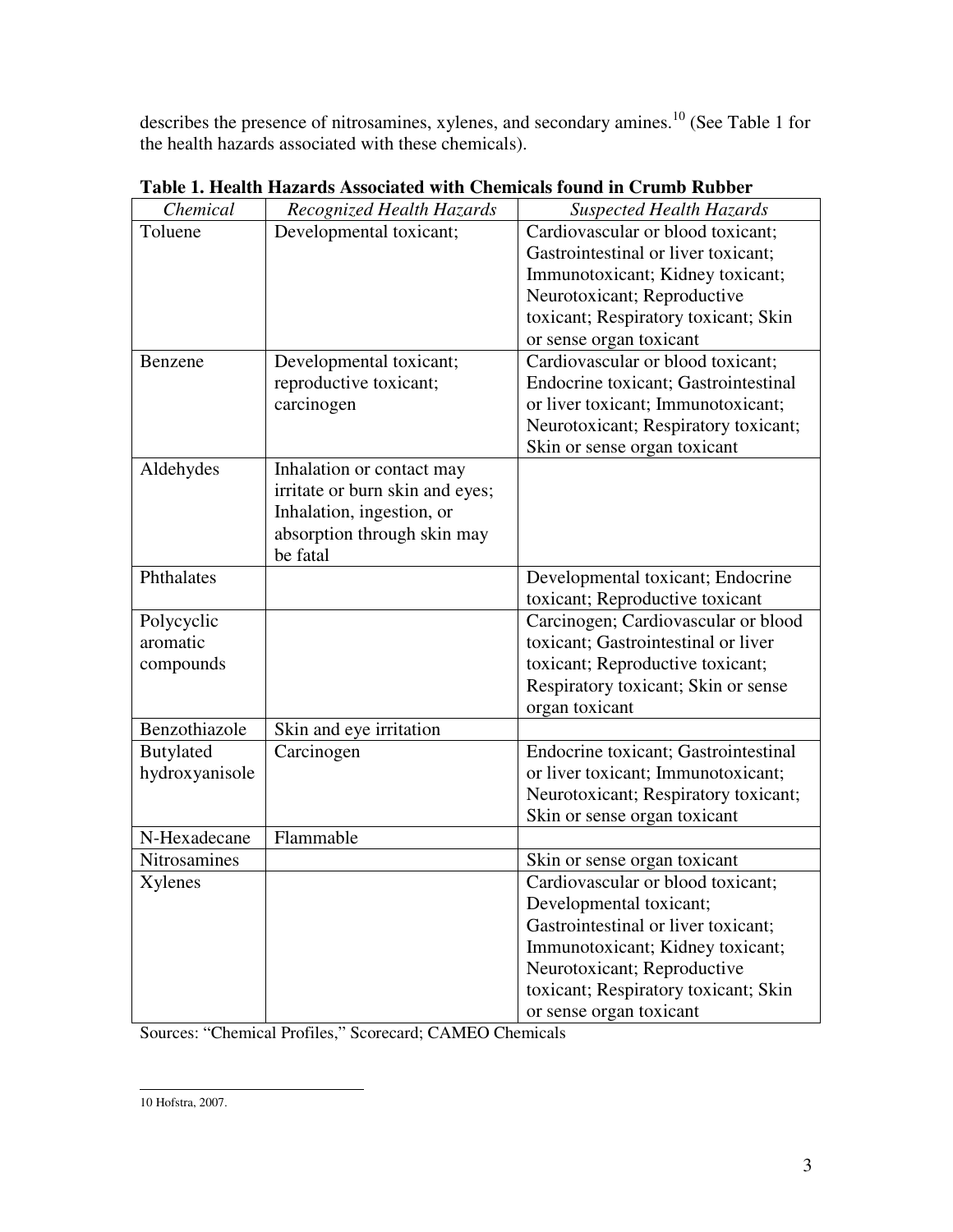describes the presence of nitrosamines, xylenes, and secondary amines.[10] (See Table 1 for the health hazards associated with these chemicals).

**Table 1. Health Hazards Associated with Chemicals found in Crumb Rubber**

| *Chemical* | *Recognized Health Hazards* | *Suspected Health Hazards* |
|---|---|---|
| Toluene | Developmental toxicant; | Cardiovascular or blood toxicant; Gastrointestinal or liver toxicant; Immunotoxicant; Kidney toxicant; Neurotoxicant; Reproductive toxicant; Respiratory toxicant; Skin or sense organ toxicant |
| Benzene | Developmental toxicant; reproductive toxicant; carcinogen | Cardiovascular or blood toxicant; Endocrine toxicant; Gastrointestinal or liver toxicant; Immunotoxicant; Neurotoxicant; Respiratory toxicant; Skin or sense organ toxicant |
| Aldehydes | Inhalation or contact may irritate or burn skin and eyes; Inhalation, ingestion, or absorption through skin may be fatal | |
| Phthalates | | Developmental toxicant; Endocrine toxicant; Reproductive toxicant |
| Polycyclic aromatic compounds | | Carcinogen; Cardiovascular or blood toxicant; Gastrointestinal or liver toxicant; Reproductive toxicant; Respiratory toxicant; Skin or sense organ toxicant |
| Benzothiazole | Skin and eye irritation | |
| Butylated hydroxyanisole | Carcinogen | Endocrine toxicant; Gastrointestinal or liver toxicant; Immunotoxicant; Neurotoxicant; Respiratory toxicant; Skin or sense organ toxicant |
| N-Hexadecane | Flammable | |
| Nitrosamines | | Skin or sense organ toxicant |
| Xylenes | | Cardiovascular or blood toxicant; Developmental toxicant; Gastrointestinal or liver toxicant; Immunotoxicant; Kidney toxicant; Neurotoxicant; Reproductive toxicant; Respiratory toxicant; Skin or sense organ toxicant |

Sources: "Chemical Profiles," Scorecard; CAMEO Chemicals

---

10 Hofstra, 2007.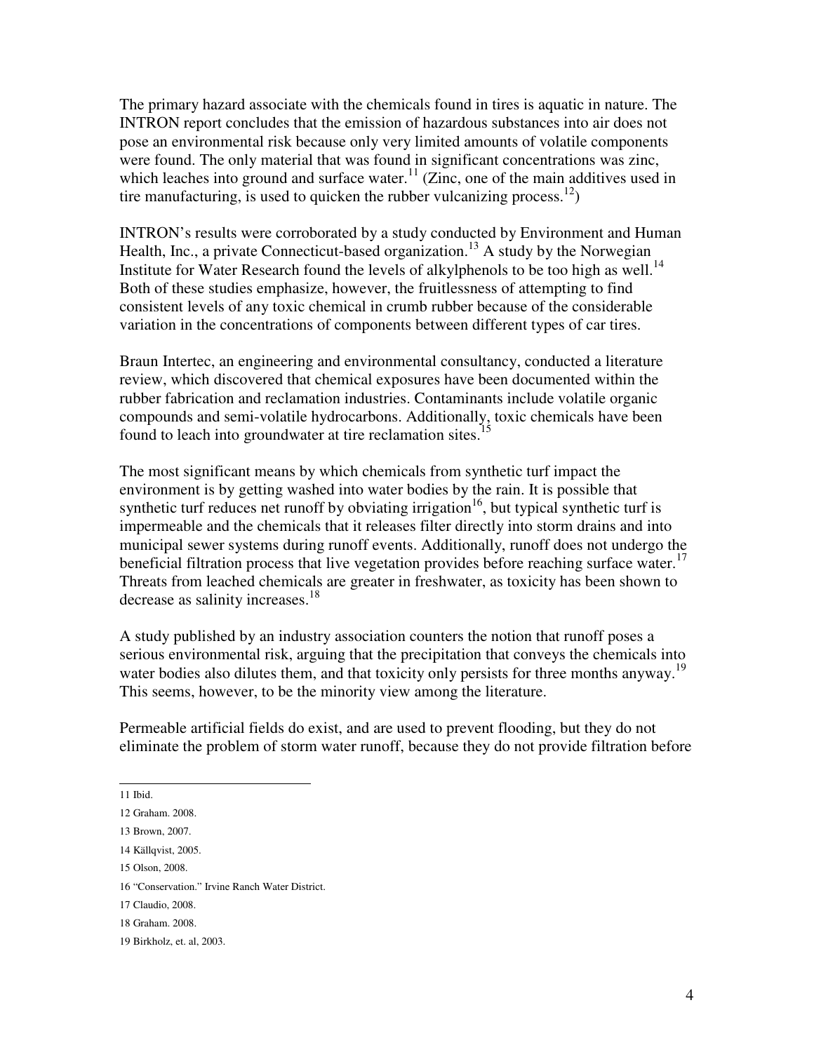The primary hazard associate with the chemicals found in tires is aquatic in nature. The INTRON report concludes that the emission of hazardous substances into air does not pose an environmental risk because only very limited amounts of volatile components were found. The only material that was found in significant concentrations was zinc, which leaches into ground and surface water.[11] (Zinc, one of the main additives used in tire manufacturing, is used to quicken the rubber vulcanizing process.[12])

INTRON's results were corroborated by a study conducted by Environment and Human Health, Inc., a private Connecticut-based organization.[13] A study by the Norwegian Institute for Water Research found the levels of alkylphenols to be too high as well.[14] Both of these studies emphasize, however, the fruitlessness of attempting to find consistent levels of any toxic chemical in crumb rubber because of the considerable variation in the concentrations of components between different types of car tires.

Braun Intertec, an engineering and environmental consultancy, conducted a literature review, which discovered that chemical exposures have been documented within the rubber fabrication and reclamation industries. Contaminants include volatile organic compounds and semi-volatile hydrocarbons. Additionally, toxic chemicals have been found to leach into groundwater at tire reclamation sites.[15]

The most significant means by which chemicals from synthetic turf impact the environment is by getting washed into water bodies by the rain. It is possible that synthetic turf reduces net runoff by obviating irrigation[16], but typical synthetic turf is impermeable and the chemicals that it releases filter directly into storm drains and into municipal sewer systems during runoff events. Additionally, runoff does not undergo the beneficial filtration process that live vegetation provides before reaching surface water.[17] Threats from leached chemicals are greater in freshwater, as toxicity has been shown to decrease as salinity increases.[18]

A study published by an industry association counters the notion that runoff poses a serious environmental risk, arguing that the precipitation that conveys the chemicals into water bodies also dilutes them, and that toxicity only persists for three months anyway.[19] This seems, however, to be the minority view among the literature.

Permeable artificial fields do exist, and are used to prevent flooding, but they do not eliminate the problem of storm water runoff, because they do not provide filtration before

---

11 Ibid.

12 Graham. 2008.

13 Brown, 2007.

14 Källqvist, 2005.

15 Olson, 2008.

16 "Conservation." Irvine Ranch Water District.

17 Claudio, 2008.

18 Graham. 2008.

19 Birkholz, et. al, 2003.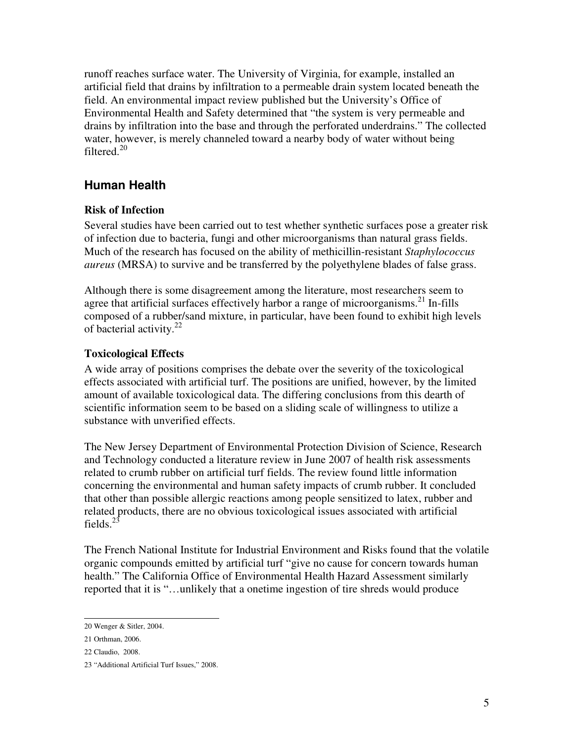runoff reaches surface water. The University of Virginia, for example, installed an artificial field that drains by infiltration to a permeable drain system located beneath the field. An environmental impact review published but the University's Office of Environmental Health and Safety determined that "the system is very permeable and drains by infiltration into the base and through the perforated underdrains." The collected water, however, is merely channeled toward a nearby body of water without being filtered.[20]

## Human Health

### Risk of Infection

Several studies have been carried out to test whether synthetic surfaces pose a greater risk of infection due to bacteria, fungi and other microorganisms than natural grass fields. Much of the research has focused on the ability of methicillin-resistant *Staphylococcus aureus* (MRSA) to survive and be transferred by the polyethylene blades of false grass.

Although there is some disagreement among the literature, most researchers seem to agree that artificial surfaces effectively harbor a range of microorganisms.[21] In-fills composed of a rubber/sand mixture, in particular, have been found to exhibit high levels of bacterial activity.[22]

### Toxicological Effects

A wide array of positions comprises the debate over the severity of the toxicological effects associated with artificial turf. The positions are unified, however, by the limited amount of available toxicological data. The differing conclusions from this dearth of scientific information seem to be based on a sliding scale of willingness to utilize a substance with unverified effects.

The New Jersey Department of Environmental Protection Division of Science, Research and Technology conducted a literature review in June 2007 of health risk assessments related to crumb rubber on artificial turf fields. The review found little information concerning the environmental and human safety impacts of crumb rubber. It concluded that other than possible allergic reactions among people sensitized to latex, rubber and related products, there are no obvious toxicological issues associated with artificial fields.[23]

The French National Institute for Industrial Environment and Risks found that the volatile organic compounds emitted by artificial turf "give no cause for concern towards human health." The California Office of Environmental Health Hazard Assessment similarly reported that it is "…unlikely that a onetime ingestion of tire shreds would produce

---

20 Wenger & Sitler, 2004.

21 Orthman, 2006.

22 Claudio, 2008.

23 "Additional Artificial Turf Issues," 2008.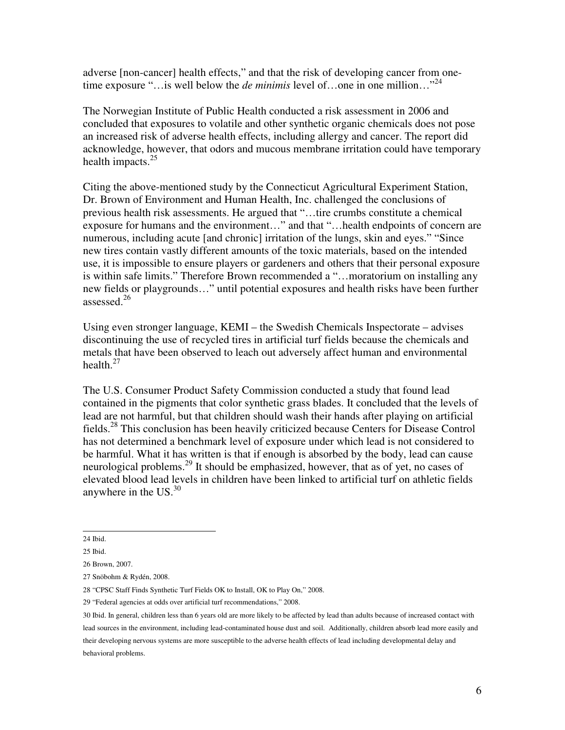adverse [non-cancer] health effects," and that the risk of developing cancer from one-time exposure "…is well below the *de minimis* level of…one in one million…"[24]

The Norwegian Institute of Public Health conducted a risk assessment in 2006 and concluded that exposures to volatile and other synthetic organic chemicals does not pose an increased risk of adverse health effects, including allergy and cancer. The report did acknowledge, however, that odors and mucous membrane irritation could have temporary health impacts.[25]

Citing the above-mentioned study by the Connecticut Agricultural Experiment Station, Dr. Brown of Environment and Human Health, Inc. challenged the conclusions of previous health risk assessments. He argued that "…tire crumbs constitute a chemical exposure for humans and the environment…" and that "…health endpoints of concern are numerous, including acute [and chronic] irritation of the lungs, skin and eyes." "Since new tires contain vastly different amounts of the toxic materials, based on the intended use, it is impossible to ensure players or gardeners and others that their personal exposure is within safe limits." Therefore Brown recommended a "…moratorium on installing any new fields or playgrounds…" until potential exposures and health risks have been further assessed.[26]

Using even stronger language, KEMI – the Swedish Chemicals Inspectorate – advises discontinuing the use of recycled tires in artificial turf fields because the chemicals and metals that have been observed to leach out adversely affect human and environmental health.[27]

The U.S. Consumer Product Safety Commission conducted a study that found lead contained in the pigments that color synthetic grass blades. It concluded that the levels of lead are not harmful, but that children should wash their hands after playing on artificial fields.[28] This conclusion has been heavily criticized because Centers for Disease Control has not determined a benchmark level of exposure under which lead is not considered to be harmful. What it has written is that if enough is absorbed by the body, lead can cause neurological problems.[29] It should be emphasized, however, that as of yet, no cases of elevated blood lead levels in children have been linked to artificial turf on athletic fields anywhere in the US.[30]

---

24 Ibid.

25 Ibid.

26 Brown, 2007.

27 Snöbohm & Rydén, 2008.

28 "CPSC Staff Finds Synthetic Turf Fields OK to Install, OK to Play On," 2008.

29 "Federal agencies at odds over artificial turf recommendations," 2008.

30 Ibid. In general, children less than 6 years old are more likely to be affected by lead than adults because of increased contact with lead sources in the environment, including lead-contaminated house dust and soil. Additionally, children absorb lead more easily and their developing nervous systems are more susceptible to the adverse health effects of lead including developmental delay and behavioral problems.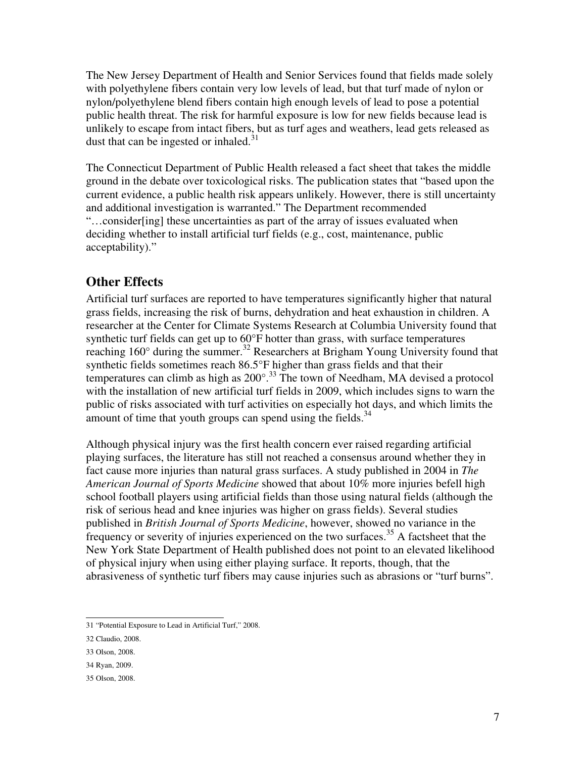The New Jersey Department of Health and Senior Services found that fields made solely with polyethylene fibers contain very low levels of lead, but that turf made of nylon or nylon/polyethylene blend fibers contain high enough levels of lead to pose a potential public health threat. The risk for harmful exposure is low for new fields because lead is unlikely to escape from intact fibers, but as turf ages and weathers, lead gets released as dust that can be ingested or inhaled.[31]

The Connecticut Department of Public Health released a fact sheet that takes the middle ground in the debate over toxicological risks. The publication states that "based upon the current evidence, a public health risk appears unlikely. However, there is still uncertainty and additional investigation is warranted." The Department recommended "…consider[ing] these uncertainties as part of the array of issues evaluated when deciding whether to install artificial turf fields (e.g., cost, maintenance, public acceptability)."

## Other Effects

Artificial turf surfaces are reported to have temperatures significantly higher that natural grass fields, increasing the risk of burns, dehydration and heat exhaustion in children. A researcher at the Center for Climate Systems Research at Columbia University found that synthetic turf fields can get up to 60°F hotter than grass, with surface temperatures reaching 160° during the summer.[32] Researchers at Brigham Young University found that synthetic fields sometimes reach 86.5°F higher than grass fields and that their temperatures can climb as high as 200°.[33] The town of Needham, MA devised a protocol with the installation of new artificial turf fields in 2009, which includes signs to warn the public of risks associated with turf activities on especially hot days, and which limits the amount of time that youth groups can spend using the fields.[34]

Although physical injury was the first health concern ever raised regarding artificial playing surfaces, the literature has still not reached a consensus around whether they in fact cause more injuries than natural grass surfaces. A study published in 2004 in *The American Journal of Sports Medicine* showed that about 10% more injuries befell high school football players using artificial fields than those using natural fields (although the risk of serious head and knee injuries was higher on grass fields). Several studies published in *British Journal of Sports Medicine*, however, showed no variance in the frequency or severity of injuries experienced on the two surfaces.[35] A factsheet that the New York State Department of Health published does not point to an elevated likelihood of physical injury when using either playing surface. It reports, though, that the abrasiveness of synthetic turf fibers may cause injuries such as abrasions or "turf burns".

---

31 "Potential Exposure to Lead in Artificial Turf," 2008.

32 Claudio, 2008.

33 Olson, 2008.

34 Ryan, 2009.

35 Olson, 2008.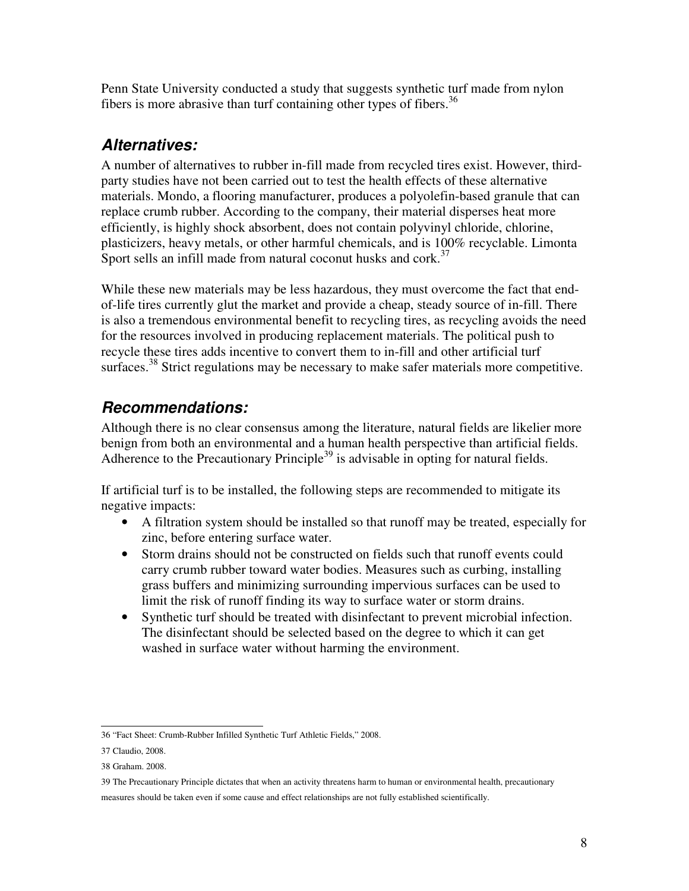Penn State University conducted a study that suggests synthetic turf made from nylon fibers is more abrasive than turf containing other types of fibers.[36]

## *Alternatives:*

A number of alternatives to rubber in-fill made from recycled tires exist. However, third-party studies have not been carried out to test the health effects of these alternative materials. Mondo, a flooring manufacturer, produces a polyolefin-based granule that can replace crumb rubber. According to the company, their material disperses heat more efficiently, is highly shock absorbent, does not contain polyvinyl chloride, chlorine, plasticizers, heavy metals, or other harmful chemicals, and is 100% recyclable. Limonta Sport sells an infill made from natural coconut husks and cork.[37]

While these new materials may be less hazardous, they must overcome the fact that end-of-life tires currently glut the market and provide a cheap, steady source of in-fill. There is also a tremendous environmental benefit to recycling tires, as recycling avoids the need for the resources involved in producing replacement materials. The political push to recycle these tires adds incentive to convert them to in-fill and other artificial turf surfaces.[38] Strict regulations may be necessary to make safer materials more competitive.

## *Recommendations:*

Although there is no clear consensus among the literature, natural fields are likelier more benign from both an environmental and a human health perspective than artificial fields. Adherence to the Precautionary Principle[39] is advisable in opting for natural fields.

If artificial turf is to be installed, the following steps are recommended to mitigate its negative impacts:

- A filtration system should be installed so that runoff may be treated, especially for zinc, before entering surface water.
- Storm drains should not be constructed on fields such that runoff events could carry crumb rubber toward water bodies. Measures such as curbing, installing grass buffers and minimizing surrounding impervious surfaces can be used to limit the risk of runoff finding its way to surface water or storm drains.
- Synthetic turf should be treated with disinfectant to prevent microbial infection. The disinfectant should be selected based on the degree to which it can get washed in surface water without harming the environment.

---

36 "Fact Sheet: Crumb-Rubber Infilled Synthetic Turf Athletic Fields," 2008.

37 Claudio, 2008.

38 Graham. 2008.

39 The Precautionary Principle dictates that when an activity threatens harm to human or environmental health, precautionary measures should be taken even if some cause and effect relationships are not fully established scientifically.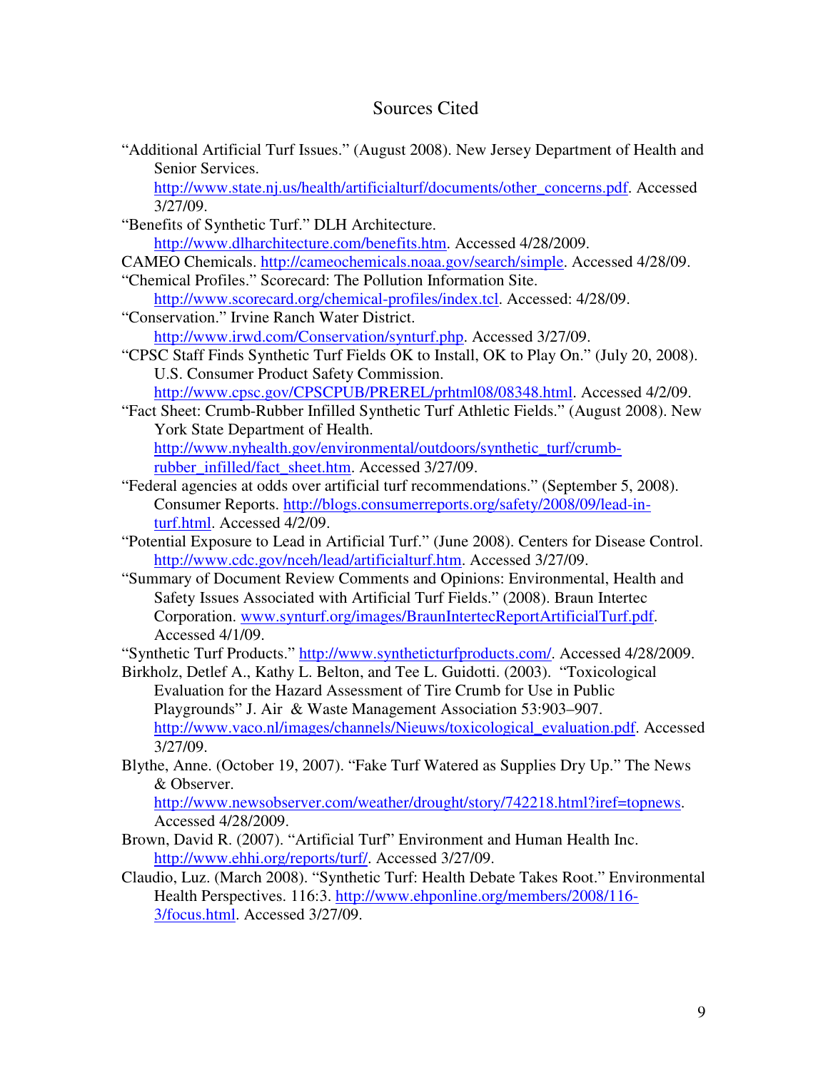# Sources Cited

"Additional Artificial Turf Issues." (August 2008). New Jersey Department of Health and Senior Services. http://www.state.nj.us/health/artificialturf/documents/other_concerns.pdf. Accessed 3/27/09.

"Benefits of Synthetic Turf." DLH Architecture. http://www.dlharchitecture.com/benefits.htm. Accessed 4/28/2009.

CAMEO Chemicals. http://cameochemicals.noaa.gov/search/simple. Accessed 4/28/09.

"Chemical Profiles." Scorecard: The Pollution Information Site. http://www.scorecard.org/chemical-profiles/index.tcl. Accessed: 4/28/09.

"Conservation." Irvine Ranch Water District. http://www.irwd.com/Conservation/synturf.php. Accessed 3/27/09.

"CPSC Staff Finds Synthetic Turf Fields OK to Install, OK to Play On." (July 20, 2008). U.S. Consumer Product Safety Commission. http://www.cpsc.gov/CPSCPUB/PREREL/prhtml08/08348.html. Accessed 4/2/09.

"Fact Sheet: Crumb-Rubber Infilled Synthetic Turf Athletic Fields." (August 2008). New York State Department of Health. http://www.nyhealth.gov/environmental/outdoors/synthetic_turf/crumb-rubber_infilled/fact_sheet.htm. Accessed 3/27/09.

"Federal agencies at odds over artificial turf recommendations." (September 5, 2008). Consumer Reports. http://blogs.consumerreports.org/safety/2008/09/lead-in-turf.html. Accessed 4/2/09.

"Potential Exposure to Lead in Artificial Turf." (June 2008). Centers for Disease Control. http://www.cdc.gov/nceh/lead/artificialturf.htm. Accessed 3/27/09.

"Summary of Document Review Comments and Opinions: Environmental, Health and Safety Issues Associated with Artificial Turf Fields." (2008). Braun Intertec Corporation. www.synturf.org/images/BraunIntertecReportArtificialTurf.pdf. Accessed 4/1/09.

"Synthetic Turf Products." http://www.syntheticturfproducts.com/. Accessed 4/28/2009.

Birkholz, Detlef A., Kathy L. Belton, and Tee L. Guidotti. (2003). "Toxicological Evaluation for the Hazard Assessment of Tire Crumb for Use in Public Playgrounds" J. Air & Waste Management Association 53:903–907. http://www.vaco.nl/images/channels/Nieuws/toxicological_evaluation.pdf. Accessed 3/27/09.

Blythe, Anne. (October 19, 2007). "Fake Turf Watered as Supplies Dry Up." The News & Observer. http://www.newsobserver.com/weather/drought/story/742218.html?iref=topnews. Accessed 4/28/2009.

Brown, David R. (2007). "Artificial Turf" Environment and Human Health Inc. http://www.ehhi.org/reports/turf/. Accessed 3/27/09.

Claudio, Luz. (March 2008). "Synthetic Turf: Health Debate Takes Root." Environmental Health Perspectives. 116:3. http://www.ehponline.org/members/2008/116-3/focus.html. Accessed 3/27/09.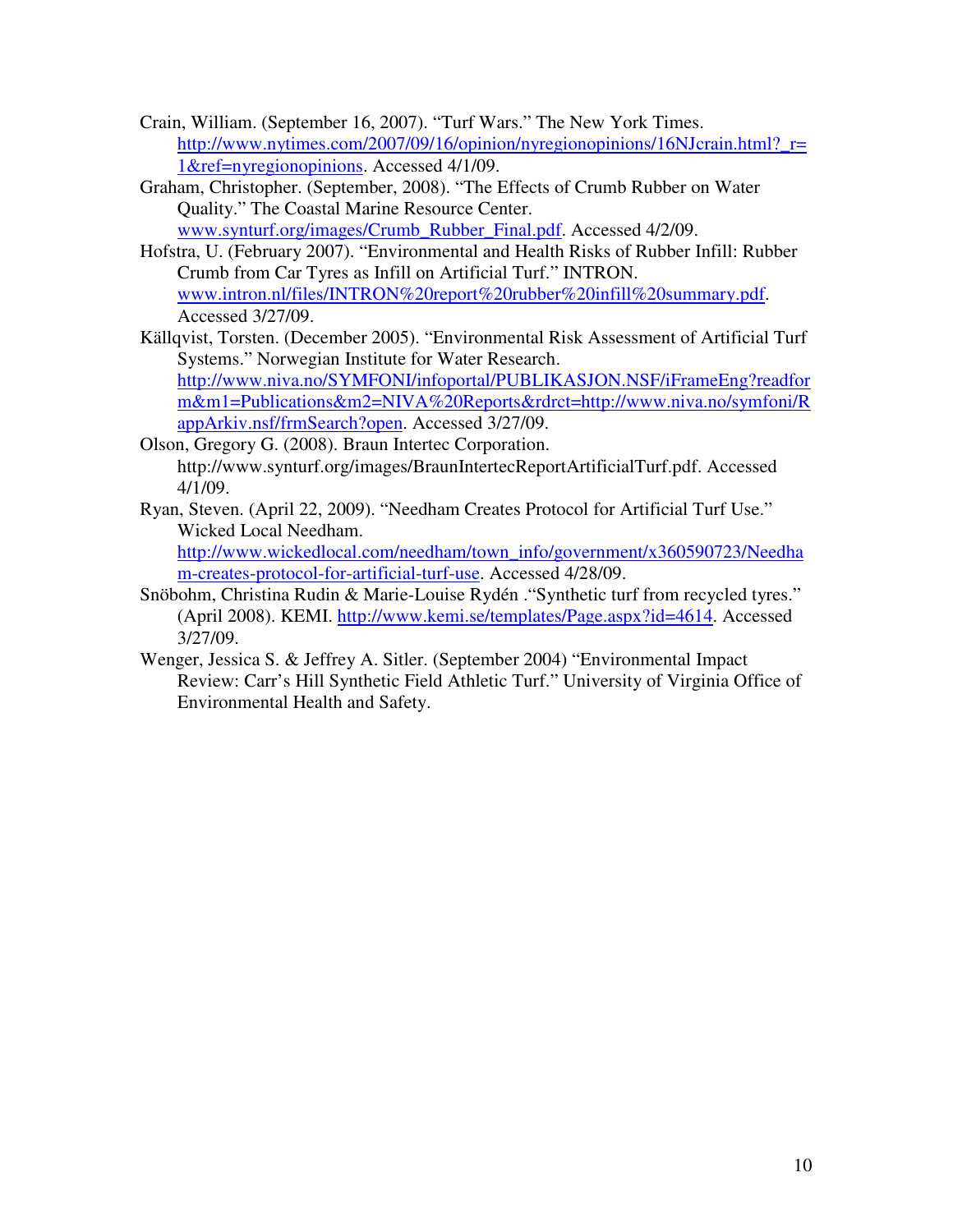Crain, William. (September 16, 2007). "Turf Wars." The New York Times. http://www.nytimes.com/2007/09/16/opinion/nyregionopinions/16NJcrain.html?_r=1&ref=nyregionopinions. Accessed 4/1/09.

Graham, Christopher. (September, 2008). "The Effects of Crumb Rubber on Water Quality." The Coastal Marine Resource Center. www.synturf.org/images/Crumb_Rubber_Final.pdf. Accessed 4/2/09.

Hofstra, U. (February 2007). "Environmental and Health Risks of Rubber Infill: Rubber Crumb from Car Tyres as Infill on Artificial Turf." INTRON. www.intron.nl/files/INTRON%20report%20rubber%20infill%20summary.pdf. Accessed 3/27/09.

Källqvist, Torsten. (December 2005). "Environmental Risk Assessment of Artificial Turf Systems." Norwegian Institute for Water Research. http://www.niva.no/SYMFONI/infoportal/PUBLIKASJON.NSF/iFrameEng?readform&m1=Publications&m2=NIVA%20Reports&rdrct=http://www.niva.no/symfoni/RappArkiv.nsf/frmSearch?open. Accessed 3/27/09.

Olson, Gregory G. (2008). Braun Intertec Corporation. http://www.synturf.org/images/BraunIntertecReportArtificialTurf.pdf. Accessed 4/1/09.

Ryan, Steven. (April 22, 2009). "Needham Creates Protocol for Artificial Turf Use." Wicked Local Needham. http://www.wickedlocal.com/needham/town_info/government/x360590723/Needham-creates-protocol-for-artificial-turf-use. Accessed 4/28/09.

Snöbohm, Christina Rudin & Marie-Louise Rydén ."Synthetic turf from recycled tyres." (April 2008). KEMI. http://www.kemi.se/templates/Page.aspx?id=4614. Accessed 3/27/09.

Wenger, Jessica S. & Jeffrey A. Sitler. (September 2004) "Environmental Impact Review: Carr's Hill Synthetic Field Athletic Turf." University of Virginia Office of Environmental Health and Safety.